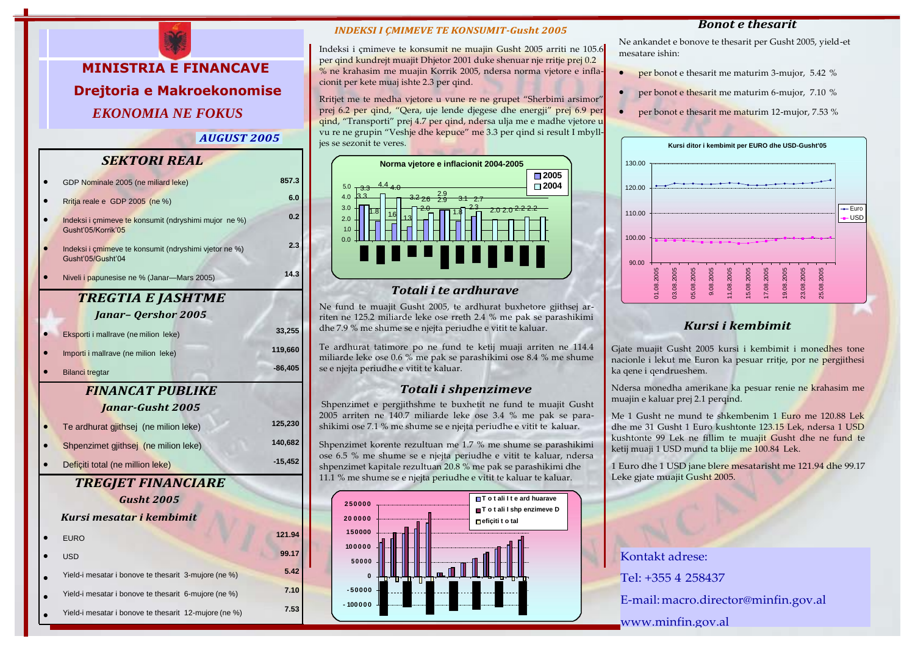# MINISTRIA E FINANCAVE

## Drejtoria e Makroekonomise

### *EKONOMIA NE FOKUS*

***AUGUST 2005***

## *SEKTORI REAL*

| | |
|---|---|
| GDP Nominale 2005 (ne miliard leke) | 857.3 |
| Rritja reale e GDP 2005 (ne %) | 6.0 |
| Indeksi i çmimeve te konsumit (ndryshimi mujor ne %) Gusht'05/Korrik'05 | 0.2 |
| Indeksi i çmimeve te konsumit (ndryshimi vjetor ne %) Gusht'05/Gusht'04 | 2.3 |
| Niveli i papunesise ne % (Janar—Mars 2005) | 14.3 |

## *TREGTIA E JASHTME*

### *Janar– Qershor 2005*

| | |
|---|---|
| Eksporti i mallrave (ne milion leke) | 33,255 |
| Importi i mallrave (ne milion leke) | 119,660 |
| Bilanci tregtar | -86,405 |

## *FINANCAT PUBLIKE*

### *Janar-Gusht 2005*

| | |
|---|---|
| Te ardhurat gjithsej (ne milion leke) | 125,230 |
| Shpenzimet gjithsej (ne milion leke) | 140,682 |
| Defiçiti total (ne million leke) | -15,452 |

## *TREGJET FINANCIARE*

### *Gusht 2005*

### *Kursi mesatar i kembimit*

| | |
|---|---|
| EURO | 121.94 |
| USD | 99.17 |
| Yield-i mesatar i bonove te thesarit 3-mujore (ne %) | 5.42 |
| Yield-i mesatar i bonove te thesarit 6-mujore (ne %) | 7.10 |
| Yield-i mesatar i bonove te thesarit 12-mujore (ne %) | 7.53 |

## *INDEKSI I ÇMIMEVE TE KONSUMIT-Gusht 2005*

Indeksi i çmimeve te konsumit ne muajin Gusht 2005 arriti ne 105.6 per qind kundrejt muajit Dhjetor 2001 duke shenuar nje rritje prej 0.2 % ne krahasim me muajin Korrik 2005, ndersa norma vjetore e inflacionit per kete muaj ishte 2.3 per qind.

Rritjet me te medha vjetore u vune re ne grupet "Sherbimi arsimor" prej 6.2 per qind, "Qera, uje lende djegese dhe energji" prej 6.9 per qind, "Transporti" prej 4.7 per qind, ndersa ulja me e madhe vjetore u vu re ne grupin "Veshje dhe kepuce" me 3.3 per qind si result I mbylljes se sezonit te veres.

**Norma vjetore e inflacionit 2004-2005**

## *Totali i te ardhurave*

Ne fund te muajit Gusht 2005, te ardhurat buxhetore gjithsej arriten ne 125.2 miliarde leke ose rreth 2.4 % me pak se parashikimi dhe 7.9 % me shume se e njejta periudhe e vitit te kaluar.

Te ardhurat tatimore po ne fund te ketij muaji arriten ne 114.4 miliarde leke ose 0.6 % me pak se parashikimi ose 8.4 % me shume se e njejta periudhe e vitit te kaluar.

## *Totali i shpenzimeve*

Shpenzimet e pergjithshme te buxhetit ne fund te muajit Gusht 2005 arriten ne 140.7 miliarde leke ose 3.4 % me pak se parashikimi ose 7.1 % me shume se e njejta periudhe e vitit te kaluar.

Shpenzimet korente rezultuan me 1.7 % me shume se parashikimi ose 6.5 % me shume se e njejta periudhe e vitit te kaluar, ndersa shpenzimet kapitale rezultuan 20.8 % me pak se parashikimi dhe 11.1 % me shume se e njejta periudhe e vitit te kaluar te kaluar.

## *Bonot e thesarit*

Ne ankandet e bonove te thesarit per Gusht 2005, yield-et mesatare ishin:

- per bonot e thesarit me maturim 3-mujor, 5.42 %
- per bonot e thesarit me maturim 6-mujor, 7.10 %
- per bonot e thesarit me maturim 12-mujor, 7.53 %

**Kursi ditor i kembimit per EURO dhe USD-Gusht'05**

## *Kursi i kembimit*

Gjate muajit Gusht 2005 kursi i kembimit i monedhes tone nacionle i lekut me Euron ka pesuar rritje, por ne pergjithesi ka qene i qendrueshem.

Ndersa monedha amerikane ka pesuar renie ne krahasim me muajin e kaluar prej 2.1 perqind.

Me 1 Gusht ne mund te shkembenim 1 Euro me 120.88 Lek dhe me 31 Gusht 1 Euro kushtonte 123.15 Lek, ndersa 1 USD kushtonte 99 Lek ne fillim te muajit Gusht dhe ne fund te ketij muaji 1 USD mund ta blije me 100.84 Lek.

1 Euro dhe 1 USD jane blere mesatarisht me 121.94 dhe 99.17 Leke gjate muajit Gusht 2005.

Kontakt adrese:

Tel: +355 4 258437

E-mail: macro.director@minfin.gov.al

www.minfin.gov.al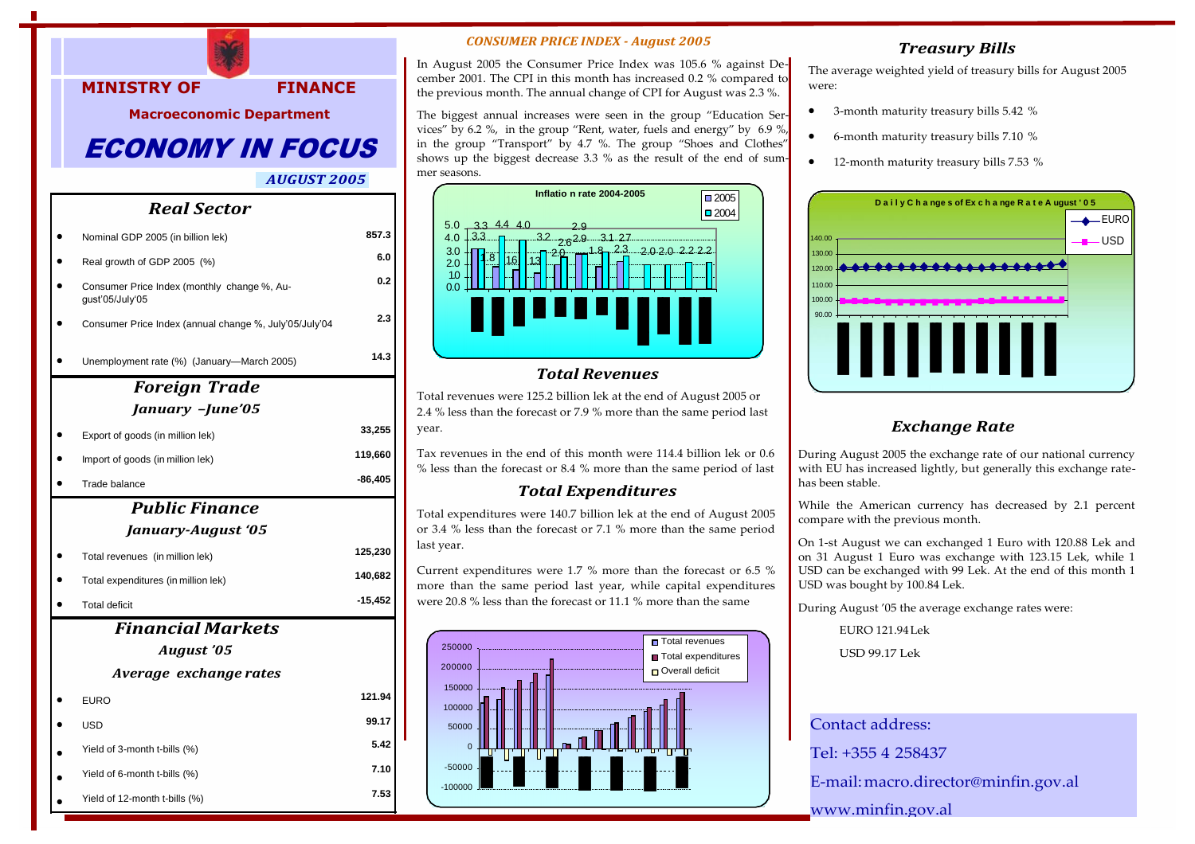# MINISTRY OF FINANCE

**Macroeconomic Department**

# *ECONOMY IN FOCUS*

***AUGUST 2005***

## *Real Sector*

| | |
|---|---|
| Nominal GDP 2005 (in billion lek) | 857.3 |
| Real growth of GDP 2005 (%) | 6.0 |
| Consumer Price Index (monthly change %, August'05/July'05 | 0.2 |
| Consumer Price Index (annual change %, July'05/July'04 | 2.3 |
| Unemployment rate (%) (January—March 2005) | 14.3 |

## *Foreign Trade*

### *January –June'05*

| | |
|---|---|
| Export of goods (in million lek) | 33,255 |
| Import of goods (in million lek) | 119,660 |
| Trade balance | -86,405 |

## *Public Finance*

### *January-August '05*

| | |
|---|---|
| Total revenues (in million lek) | 125,230 |
| Total expenditures (in million lek) | 140,682 |
| Total deficit | -15,452 |

## *Financial Markets*

### *August '05*

### *Average exchange rates*

| | |
|---|---|
| EURO | 121.94 |
| USD | 99.17 |
| Yield of 3-month t-bills (%) | 5.42 |
| Yield of 6-month t-bills (%) | 7.10 |
| Yield of 12-month t-bills (%) | 7.53 |

## *CONSUMER PRICE INDEX - August 2005*

In August 2005 the Consumer Price Index was 105.6 % against December 2001. The CPI in this month has increased 0.2 % compared to the previous month. The annual change of CPI for August was 2.3 %.

The biggest annual increases were seen in the group "Education Services" by 6.2 %, in the group "Rent, water, fuels and energy" by 6.9 %, in the group "Transport" by 4.7 %. The group "Shoes and Clothes" shows up the biggest decrease 3.3 % as the result of the end of summer seasons.

Inflatio n rate 2004-2005

2005
2004

5.0
4.0
3.0
2.0
1.0
0.0

3.3 4.4 4.0 2.9
3.3 3.2 2.6 2.9 3.1 2.7
1.8 1.6 1.3 2.0 1.8 2.3 2.0 2.0 2.2 2.2

## *Total Revenues*

Total revenues were 125.2 billion lek at the end of August 2005 or 2.4 % less than the forecast or 7.9 % more than the same period last year.

Tax revenues in the end of this month were 114.4 billion lek or 0.6 % less than the forecast or 8.4 % more than the same period of last year.

## *Total Expenditures*

Total expenditures were 140.7 billion lek at the end of August 2005 or 3.4 % less than the forecast or 7.1 % more than the same period last year.

Current expenditures were 1.7 % more than the forecast or 6.5 % more than the same period last year, while capital expenditures were 20.8 % less than the forecast or 11.1 % more than the same

Total revenues
Total expenditures
Overall deficit

250000
200000
150000
100000
50000
0
-50000
-100000

## *Treasury Bills*

The average weighted yield of treasury bills for August 2005 were:

- 3-month maturity treasury bills 5.42 %
- 6-month maturity treasury bills 7.10 %
- 12-month maturity treasury bills 7.53 %

Daily Changes of Exchange Rate August ' 05

EURO
USD

140.00
130.00
120.00
110.00
100.00
90.00

## *Exchange Rate*

During August 2005 the exchange rate of our national currency with EU has increased lightly, but generally this exchange rate has been stable.

While the American currency has decreased by 2.1 percent compare with the previous month.

On 1-st August we can exchanged 1 Euro with 120.88 Lek and on 31 August 1 Euro was exchange with 123.15 Lek, while 1 USD can be exchanged with 99 Lek. At the end of this month 1 USD was bought by 100.84 Lek.

During August '05 the average exchange rates were:

EURO 121.94 Lek

USD 99.17 Lek

Contact address:

Tel: +355 4 258437

E-mail: macro.director@minfin.gov.al

www.minfin.gov.al